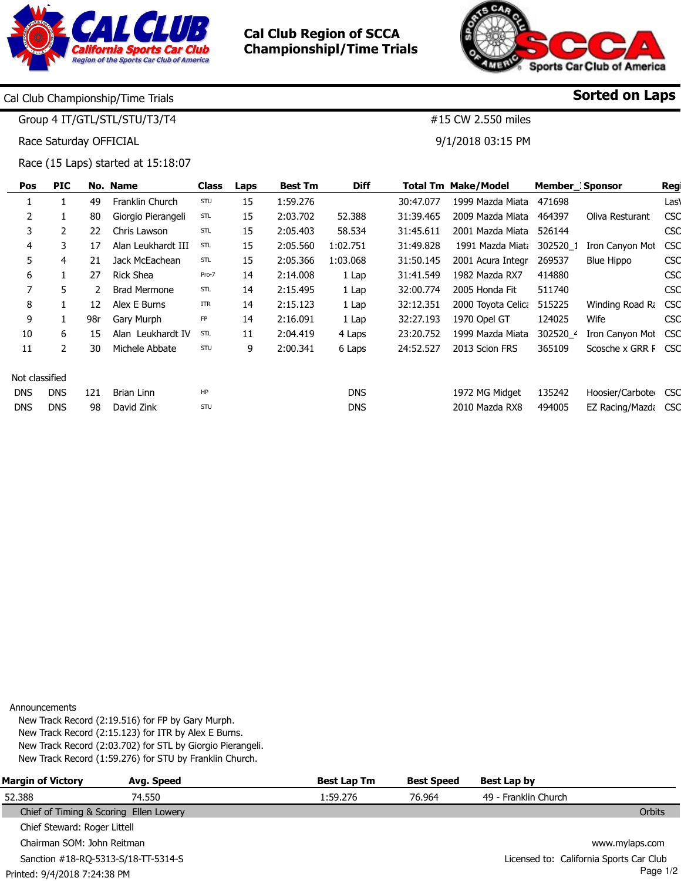# Cal Club Region of SCCA
# Championshipl/Time Trials

Cal Club Championship/Time Trials **Sorted on Laps**

Group 4 IT/GTL/STL/STU/T3/T4 #15 CW 2.550 miles

Race Saturday OFFICIAL 9/1/2018 03:15 PM

Race (15 Laps) started at 15:18:07

| Pos | PIC | No. | Name | Class | Laps | Best Tm | Diff | Total Tm | Make/Model | Member_ | Sponsor | Regi |
|---|---|---|---|---|---|---|---|---|---|---|---|---|
| 1 | 1 | 49 | Franklin Church | STU | 15 | 1:59.276 | | 30:47.077 | 1999 Mazda Miata | 471698 | | Las\ |
| 2 | 1 | 80 | Giorgio Pierangeli | STL | 15 | 2:03.702 | 52.388 | 31:39.465 | 2009 Mazda Miata | 464397 | Oliva Resturant | CSC |
| 3 | 2 | 22 | Chris Lawson | STL | 15 | 2:05.403 | 58.534 | 31:45.611 | 2001 Mazda Miata | 526144 | | CSC |
| 4 | 3 | 17 | Alan Leukhardt III | STL | 15 | 2:05.560 | 1:02.751 | 31:49.828 | 1991 Mazda Miata | 302520_1 | Iron Canyon Mot | CSC |
| 5 | 4 | 21 | Jack McEachean | STL | 15 | 2:05.366 | 1:03.068 | 31:50.145 | 2001 Acura Integr | 269537 | Blue Hippo | CSC |
| 6 | 1 | 27 | Rick Shea | Pro-7 | 14 | 2:14.008 | 1 Lap | 31:41.549 | 1982 Mazda RX7 | 414880 | | CSC |
| 7 | 5 | 2 | Brad Mermone | STL | 14 | 2:15.495 | 1 Lap | 32:00.774 | 2005 Honda Fit | 511740 | | CSC |
| 8 | 1 | 12 | Alex E Burns | ITR | 14 | 2:15.123 | 1 Lap | 32:12.351 | 2000 Toyota Celica | 515225 | Winding Road Ra | CSC |
| 9 | 1 | 98r | Gary Murph | FP | 14 | 2:16.091 | 1 Lap | 32:27.193 | 1970 Opel GT | 124025 | Wife | CSC |
| 10 | 6 | 15 | Alan Leukhardt IV | STL | 11 | 2:04.419 | 4 Laps | 23:20.752 | 1999 Mazda Miata | 302520_4 | Iron Canyon Mot | CSC |
| 11 | 2 | 30 | Michele Abbate | STU | 9 | 2:00.341 | 6 Laps | 24:52.527 | 2013 Scion FRS | 365109 | Scosche x GRR F | CSC |
| Not classified | | | | | | | | | | | | |
| DNS | DNS | 121 | Brian Linn | HP | | | DNS | | 1972 MG Midget | 135242 | Hoosier/Carbotec | CSC |
| DNS | DNS | 98 | David Zink | STU | | | DNS | | 2010 Mazda RX8 | 494005 | EZ Racing/Mazda | CSC |

Announcements
- New Track Record (2:19.516) for FP by Gary Murph.
- New Track Record (2:15.123) for ITR by Alex E Burns.
- New Track Record (2:03.702) for STL by Giorgio Pierangeli.
- New Track Record (1:59.276) for STU by Franklin Church.

| Margin of Victory | Avg. Speed | Best Lap Tm | Best Speed | Best Lap by |
|---|---|---|---|---|
| 52.388 | 74.550 | 1:59.276 | 76.964 | 49 - Franklin Church |

Chief of Timing & Scoring Ellen Lowery — Orbits

Chief Steward: Roger Littell

Chairman SOM: John Reitman — www.mylaps.com

Sanction #18-RQ-5313-S/18-TT-5314-S — Licensed to: California Sports Car Club

Printed: 9/4/2018 7:24:38 PM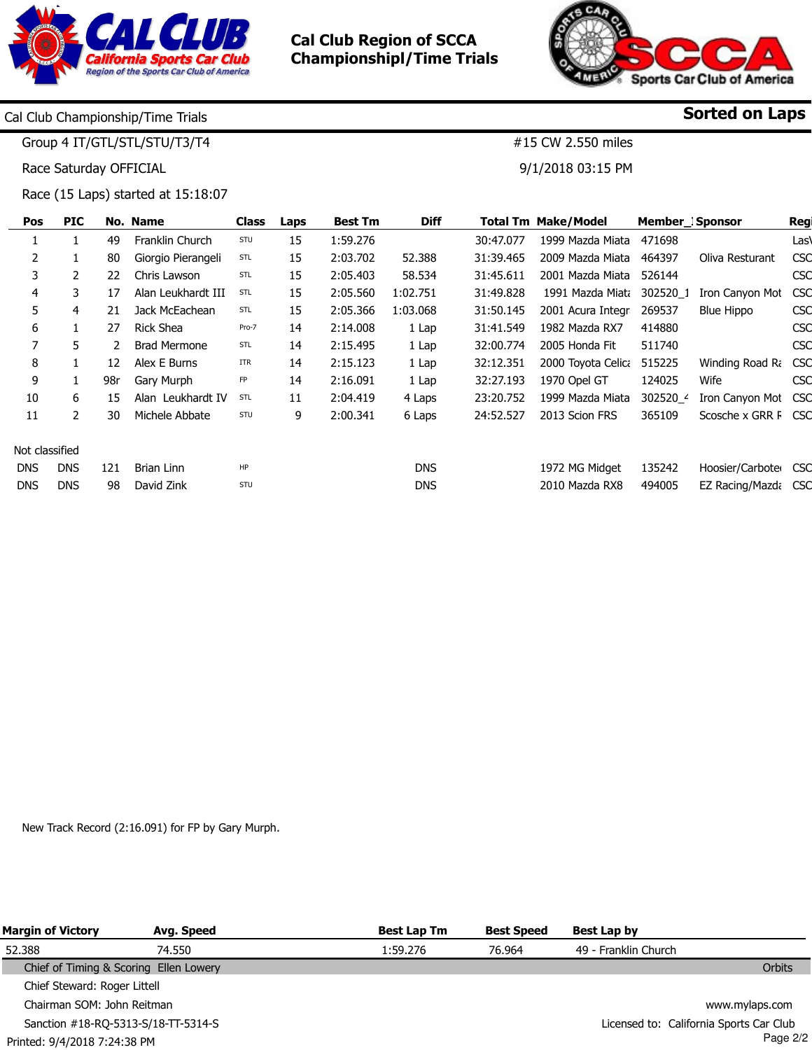# Cal Club Region of SCCA Championshipl/Time Trials

Cal Club Championship/Time Trials **Sorted on Laps**

Group 4 IT/GTL/STL/STU/T3/T4 #15 CW 2.550 miles

Race Saturday OFFICIAL 9/1/2018 03:15 PM

Race (15 Laps) started at 15:18:07

| Pos | PIC | No. | Name | Class | Laps | Best Tm | Diff | Total Tm | Make/Model | Member_ | Sponsor | Regi |
|---|---|---|---|---|---|---|---|---|---|---|---|---|
| 1 | 1 | 49 | Franklin Church | STU | 15 | 1:59.276 | | 30:47.077 | 1999 Mazda Miata | 471698 | | Las\ |
| 2 | 1 | 80 | Giorgio Pierangeli | STL | 15 | 2:03.702 | 52.388 | 31:39.465 | 2009 Mazda Miata | 464397 | Oliva Resturant | CSC |
| 3 | 2 | 22 | Chris Lawson | STL | 15 | 2:05.403 | 58.534 | 31:45.611 | 2001 Mazda Miata | 526144 | | CSC |
| 4 | 3 | 17 | Alan Leukhardt III | STL | 15 | 2:05.560 | 1:02.751 | 31:49.828 | 1991 Mazda Miata | 302520_1 | Iron Canyon Mot | CSC |
| 5 | 4 | 21 | Jack McEachean | STL | 15 | 2:05.366 | 1:03.068 | 31:50.145 | 2001 Acura Integr | 269537 | Blue Hippo | CSC |
| 6 | 1 | 27 | Rick Shea | Pro-7 | 14 | 2:14.008 | 1 Lap | 31:41.549 | 1982 Mazda RX7 | 414880 | | CSC |
| 7 | 5 | 2 | Brad Mermone | STL | 14 | 2:15.495 | 1 Lap | 32:00.774 | 2005 Honda Fit | 511740 | | CSC |
| 8 | 1 | 12 | Alex E Burns | ITR | 14 | 2:15.123 | 1 Lap | 32:12.351 | 2000 Toyota Celica | 515225 | Winding Road Ra | CSC |
| 9 | 1 | 98r | Gary Murph | FP | 14 | 2:16.091 | 1 Lap | 32:27.193 | 1970 Opel GT | 124025 | Wife | CSC |
| 10 | 6 | 15 | Alan Leukhardt IV | STL | 11 | 2:04.419 | 4 Laps | 23:20.752 | 1999 Mazda Miata | 302520_4 | Iron Canyon Mot | CSC |
| 11 | 2 | 30 | Michele Abbate | STU | 9 | 2:00.341 | 6 Laps | 24:52.527 | 2013 Scion FRS | 365109 | Scosche x GRR F | CSC |
| Not classified | | | | | | | | | | | | |
| DNS | DNS | 121 | Brian Linn | HP | | | DNS | | 1972 MG Midget | 135242 | Hoosier/Carbotec | CSC |
| DNS | DNS | 98 | David Zink | STU | | | DNS | | 2010 Mazda RX8 | 494005 | EZ Racing/Mazda | CSC |

New Track Record (2:16.091) for FP by Gary Murph.

| Margin of Victory | Avg. Speed | Best Lap Tm | Best Speed | Best Lap by |
|---|---|---|---|---|
| 52.388 | 74.550 | 1:59.276 | 76.964 | 49 - Franklin Church |

Chief of Timing & Scoring Ellen Lowery — Orbits

Chief Steward: Roger Littell

Chairman SOM: John Reitman — www.mylaps.com

Sanction #18-RQ-5313-S/18-TT-5314-S — Licensed to: California Sports Car Club

Printed: 9/4/2018 7:24:38 PM